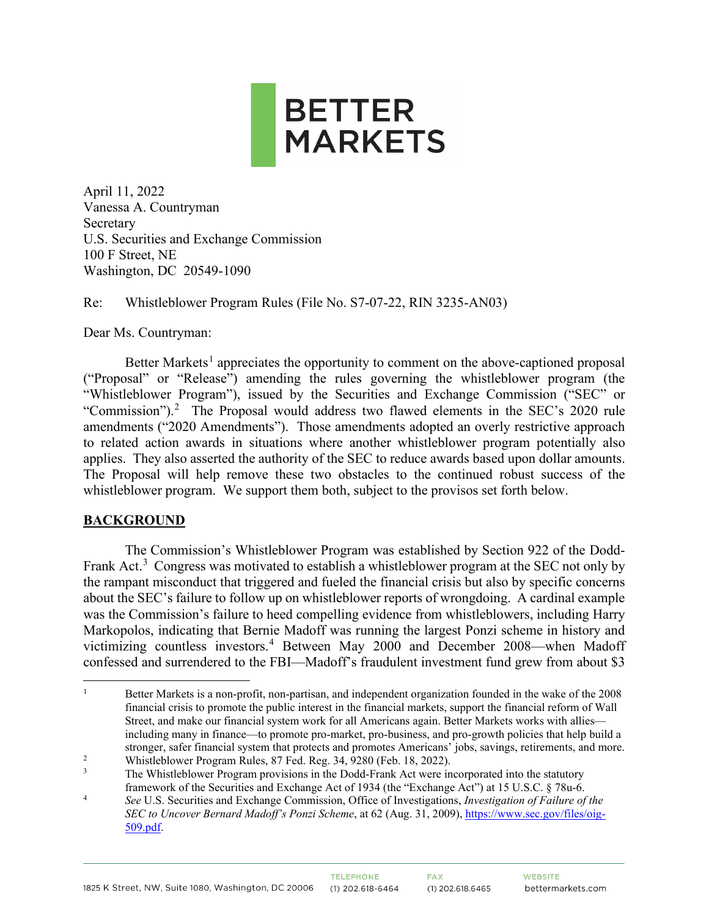# BETTER MARKETS

April 11, 2022
Vanessa A. Countryman
Secretary
U.S. Securities and Exchange Commission
100 F Street, NE
Washington, DC 20549-1090

Re: Whistleblower Program Rules (File No. S7-07-22, RIN 3235-AN03)

Dear Ms. Countryman:

Better Markets[1] appreciates the opportunity to comment on the above-captioned proposal ("Proposal" or "Release") amending the rules governing the whistleblower program (the "Whistleblower Program"), issued by the Securities and Exchange Commission ("SEC" or "Commission").[2] The Proposal would address two flawed elements in the SEC's 2020 rule amendments ("2020 Amendments"). Those amendments adopted an overly restrictive approach to related action awards in situations where another whistleblower program potentially also applies. They also asserted the authority of the SEC to reduce awards based upon dollar amounts. The Proposal will help remove these two obstacles to the continued robust success of the whistleblower program. We support them both, subject to the provisos set forth below.

## BACKGROUND

The Commission's Whistleblower Program was established by Section 922 of the Dodd-Frank Act.[3] Congress was motivated to establish a whistleblower program at the SEC not only by the rampant misconduct that triggered and fueled the financial crisis but also by specific concerns about the SEC's failure to follow up on whistleblower reports of wrongdoing. A cardinal example was the Commission's failure to heed compelling evidence from whistleblowers, including Harry Markopolos, indicating that Bernie Madoff was running the largest Ponzi scheme in history and victimizing countless investors.[4] Between May 2000 and December 2008—when Madoff confessed and surrendered to the FBI—Madoff's fraudulent investment fund grew from about $3

---

[1] Better Markets is a non-profit, non-partisan, and independent organization founded in the wake of the 2008 financial crisis to promote the public interest in the financial markets, support the financial reform of Wall Street, and make our financial system work for all Americans again. Better Markets works with allies—including many in finance—to promote pro-market, pro-business, and pro-growth policies that help build a stronger, safer financial system that protects and promotes Americans' jobs, savings, retirements, and more.

[2] Whistleblower Program Rules, 87 Fed. Reg. 34, 9280 (Feb. 18, 2022).

[3] The Whistleblower Program provisions in the Dodd-Frank Act were incorporated into the statutory framework of the Securities and Exchange Act of 1934 (the "Exchange Act") at 15 U.S.C. § 78u-6.

[4] *See* U.S. Securities and Exchange Commission, Office of Investigations, *Investigation of Failure of the SEC to Uncover Bernard Madoff's Ponzi Scheme*, at 62 (Aug. 31, 2009), https://www.sec.gov/files/oig-509.pdf.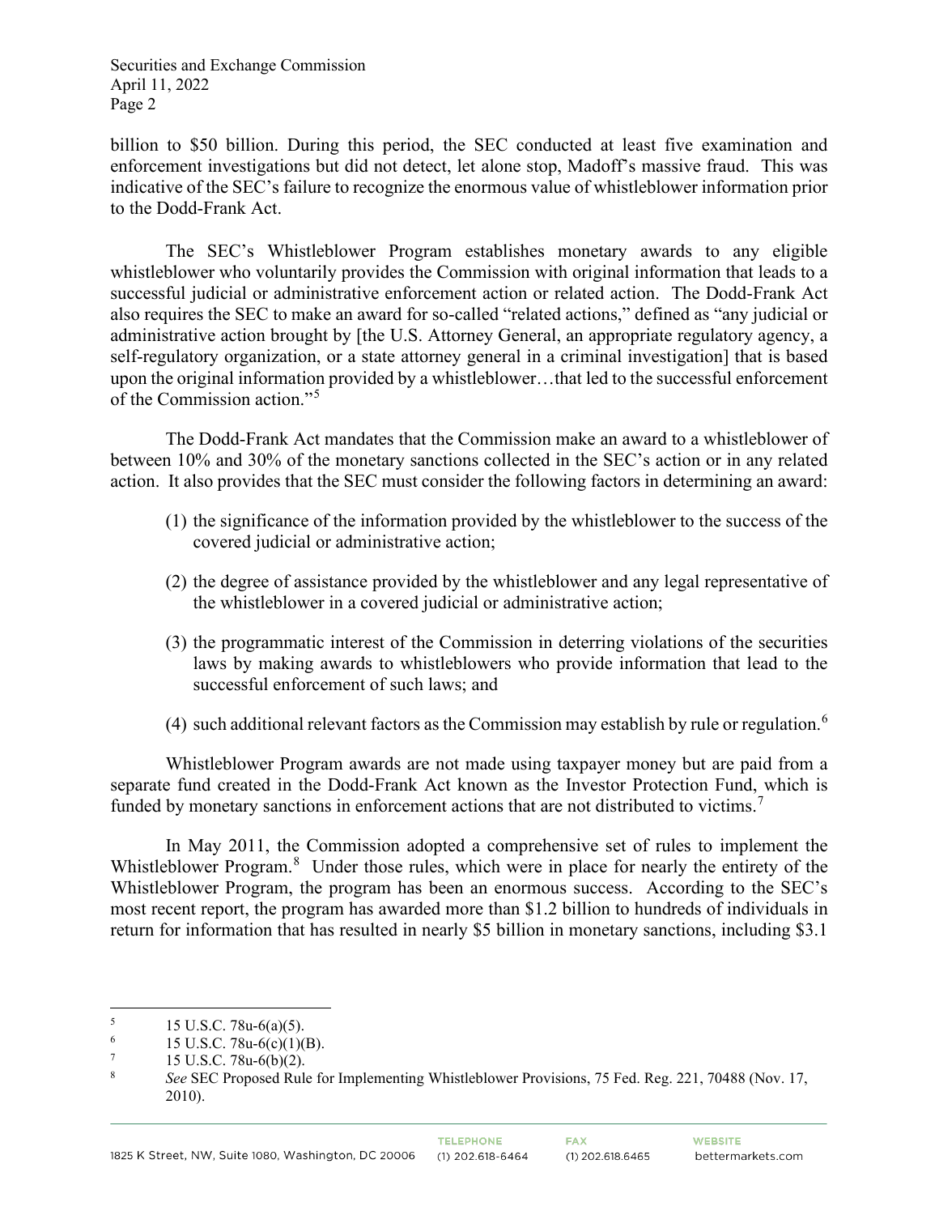billion to $50 billion. During this period, the SEC conducted at least five examination and enforcement investigations but did not detect, let alone stop, Madoff's massive fraud. This was indicative of the SEC's failure to recognize the enormous value of whistleblower information prior to the Dodd-Frank Act.

The SEC's Whistleblower Program establishes monetary awards to any eligible whistleblower who voluntarily provides the Commission with original information that leads to a successful judicial or administrative enforcement action or related action. The Dodd-Frank Act also requires the SEC to make an award for so-called "related actions," defined as "any judicial or administrative action brought by [the U.S. Attorney General, an appropriate regulatory agency, a self-regulatory organization, or a state attorney general in a criminal investigation] that is based upon the original information provided by a whistleblower…that led to the successful enforcement of the Commission action."[5]

The Dodd-Frank Act mandates that the Commission make an award to a whistleblower of between 10% and 30% of the monetary sanctions collected in the SEC's action or in any related action. It also provides that the SEC must consider the following factors in determining an award:

(1) the significance of the information provided by the whistleblower to the success of the covered judicial or administrative action;

(2) the degree of assistance provided by the whistleblower and any legal representative of the whistleblower in a covered judicial or administrative action;

(3) the programmatic interest of the Commission in deterring violations of the securities laws by making awards to whistleblowers who provide information that lead to the successful enforcement of such laws; and

(4) such additional relevant factors as the Commission may establish by rule or regulation.[6]

Whistleblower Program awards are not made using taxpayer money but are paid from a separate fund created in the Dodd-Frank Act known as the Investor Protection Fund, which is funded by monetary sanctions in enforcement actions that are not distributed to victims.[7]

In May 2011, the Commission adopted a comprehensive set of rules to implement the Whistleblower Program.[8] Under those rules, which were in place for nearly the entirety of the Whistleblower Program, the program has been an enormous success. According to the SEC's most recent report, the program has awarded more than $1.2 billion to hundreds of individuals in return for information that has resulted in nearly $5 billion in monetary sanctions, including $3.1

---

[5] 15 U.S.C. 78u-6(a)(5).

[6] 15 U.S.C. 78u-6(c)(1)(B).

[7] 15 U.S.C. 78u-6(b)(2).

[8] *See* SEC Proposed Rule for Implementing Whistleblower Provisions, 75 Fed. Reg. 221, 70488 (Nov. 17, 2010).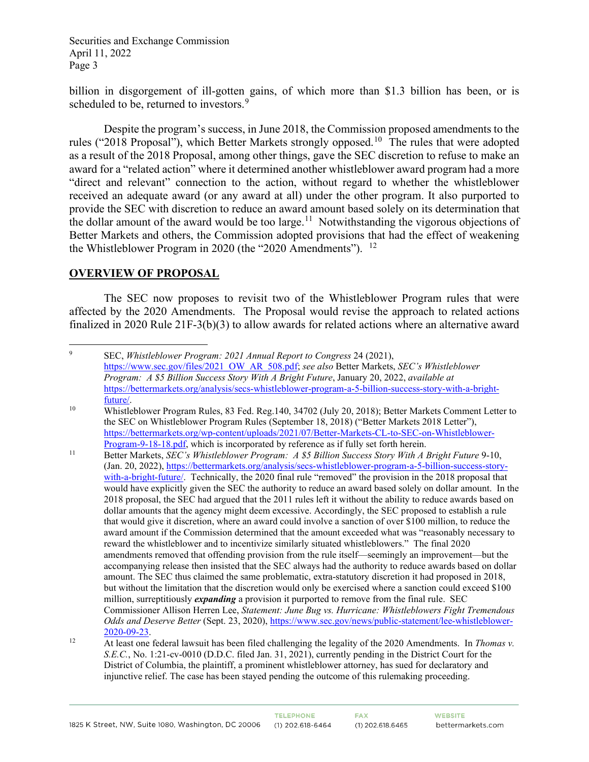billion in disgorgement of ill-gotten gains, of which more than $1.3 billion has been, or is scheduled to be, returned to investors.[9]

Despite the program's success, in June 2018, the Commission proposed amendments to the rules ("2018 Proposal"), which Better Markets strongly opposed.[10] The rules that were adopted as a result of the 2018 Proposal, among other things, gave the SEC discretion to refuse to make an award for a "related action" where it determined another whistleblower award program had a more "direct and relevant" connection to the action, without regard to whether the whistleblower received an adequate award (or any award at all) under the other program. It also purported to provide the SEC with discretion to reduce an award amount based solely on its determination that the dollar amount of the award would be too large.[11] Notwithstanding the vigorous objections of Better Markets and others, the Commission adopted provisions that had the effect of weakening the Whistleblower Program in 2020 (the "2020 Amendments").[12]

## OVERVIEW OF PROPOSAL

The SEC now proposes to revisit two of the Whistleblower Program rules that were affected by the 2020 Amendments. The Proposal would revise the approach to related actions finalized in 2020 Rule 21F-3(b)(3) to allow awards for related actions where an alternative award

---

[9] SEC, *Whistleblower Program: 2021 Annual Report to Congress* 24 (2021), https://www.sec.gov/files/2021_OW_AR_508.pdf; *see also* Better Markets, *SEC's Whistleblower Program: A $5 Billion Success Story With A Bright Future*, January 20, 2022, *available at* https://bettermarkets.org/analysis/secs-whistleblower-program-a-5-billion-success-story-with-a-bright-future/.

[10] Whistleblower Program Rules, 83 Fed. Reg.140, 34702 (July 20, 2018); Better Markets Comment Letter to the SEC on Whistleblower Program Rules (September 18, 2018) ("Better Markets 2018 Letter"), https://bettermarkets.org/wp-content/uploads/2021/07/Better-Markets-CL-to-SEC-on-Whistleblower-Program-9-18-18.pdf, which is incorporated by reference as if fully set forth herein.

[11] Better Markets, *SEC's Whistleblower Program: A $5 Billion Success Story With A Bright Future* 9-10, (Jan. 20, 2022), https://bettermarkets.org/analysis/secs-whistleblower-program-a-5-billion-success-story-with-a-bright-future/. Technically, the 2020 final rule "removed" the provision in the 2018 proposal that would have explicitly given the SEC the authority to reduce an award based solely on dollar amount. In the 2018 proposal, the SEC had argued that the 2011 rules left it without the ability to reduce awards based on dollar amounts that the agency might deem excessive. Accordingly, the SEC proposed to establish a rule that would give it discretion, where an award could involve a sanction of over $100 million, to reduce the award amount if the Commission determined that the amount exceeded what was "reasonably necessary to reward the whistleblower and to incentivize similarly situated whistleblowers." The final 2020 amendments removed that offending provision from the rule itself—seemingly an improvement—but the accompanying release then insisted that the SEC always had the authority to reduce awards based on dollar amount. The SEC thus claimed the same problematic, extra-statutory discretion it had proposed in 2018, but without the limitation that the discretion would only be exercised where a sanction could exceed $100 million, surreptitiously ***expanding*** a provision it purported to remove from the final rule. SEC Commissioner Allison Herren Lee, *Statement: June Bug vs. Hurricane: Whistleblowers Fight Tremendous Odds and Deserve Better* (Sept. 23, 2020), https://www.sec.gov/news/public-statement/lee-whistleblower-2020-09-23.

[12] At least one federal lawsuit has been filed challenging the legality of the 2020 Amendments. In *Thomas v. S.E.C.*, No. 1:21-cv-0010 (D.D.C. filed Jan. 31, 2021), currently pending in the District Court for the District of Columbia, the plaintiff, a prominent whistleblower attorney, has sued for declaratory and injunctive relief. The case has been stayed pending the outcome of this rulemaking proceeding.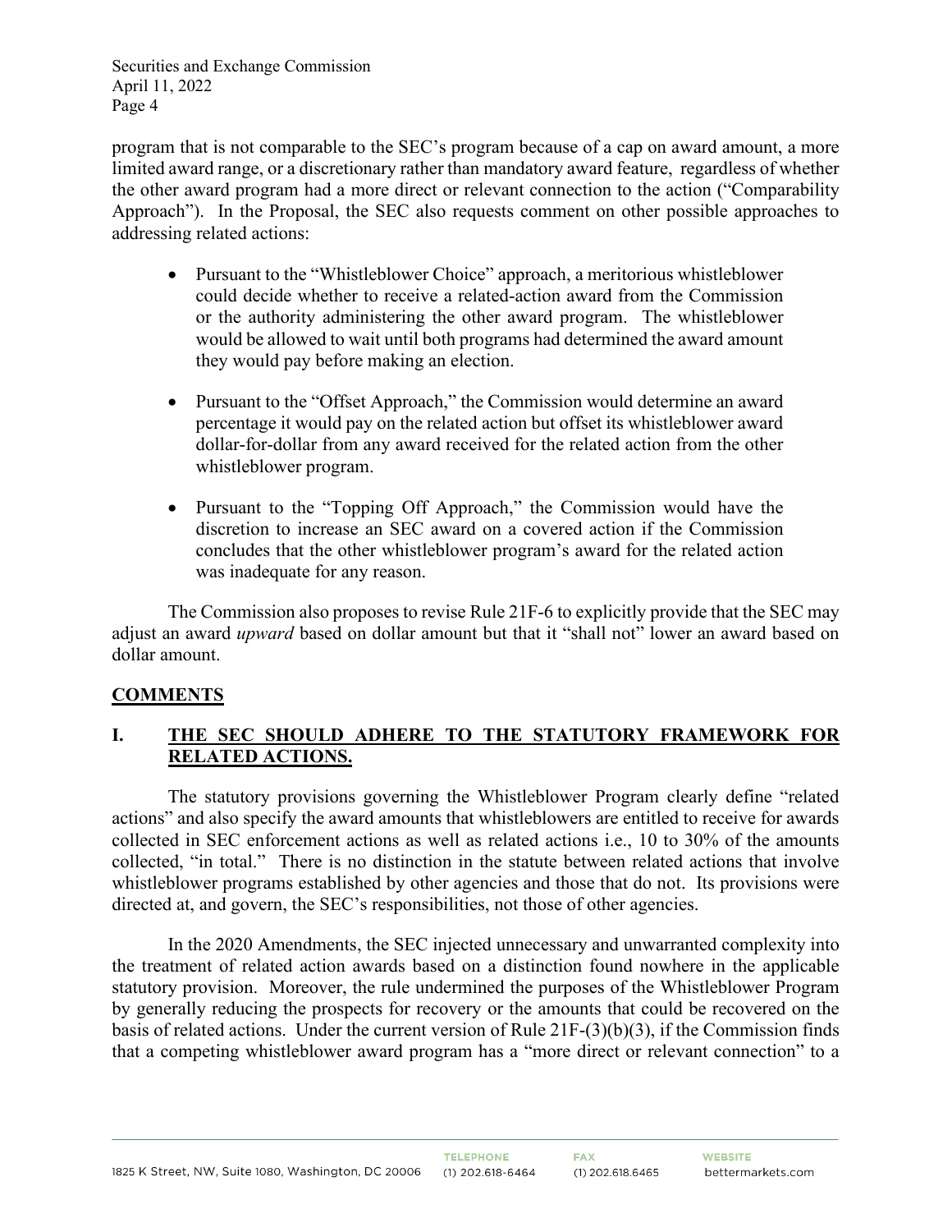program that is not comparable to the SEC's program because of a cap on award amount, a more limited award range, or a discretionary rather than mandatory award feature, regardless of whether the other award program had a more direct or relevant connection to the action ("Comparability Approach"). In the Proposal, the SEC also requests comment on other possible approaches to addressing related actions:

- Pursuant to the "Whistleblower Choice" approach, a meritorious whistleblower could decide whether to receive a related-action award from the Commission or the authority administering the other award program. The whistleblower would be allowed to wait until both programs had determined the award amount they would pay before making an election.

- Pursuant to the "Offset Approach," the Commission would determine an award percentage it would pay on the related action but offset its whistleblower award dollar-for-dollar from any award received for the related action from the other whistleblower program.

- Pursuant to the "Topping Off Approach," the Commission would have the discretion to increase an SEC award on a covered action if the Commission concludes that the other whistleblower program's award for the related action was inadequate for any reason.

The Commission also proposes to revise Rule 21F-6 to explicitly provide that the SEC may adjust an award *upward* based on dollar amount but that it "shall not" lower an award based on dollar amount.

## COMMENTS

## I. THE SEC SHOULD ADHERE TO THE STATUTORY FRAMEWORK FOR RELATED ACTIONS.

The statutory provisions governing the Whistleblower Program clearly define "related actions" and also specify the award amounts that whistleblowers are entitled to receive for awards collected in SEC enforcement actions as well as related actions i.e., 10 to 30% of the amounts collected, "in total." There is no distinction in the statute between related actions that involve whistleblower programs established by other agencies and those that do not. Its provisions were directed at, and govern, the SEC's responsibilities, not those of other agencies.

In the 2020 Amendments, the SEC injected unnecessary and unwarranted complexity into the treatment of related action awards based on a distinction found nowhere in the applicable statutory provision. Moreover, the rule undermined the purposes of the Whistleblower Program by generally reducing the prospects for recovery or the amounts that could be recovered on the basis of related actions. Under the current version of Rule 21F-(3)(b)(3), if the Commission finds that a competing whistleblower award program has a "more direct or relevant connection" to a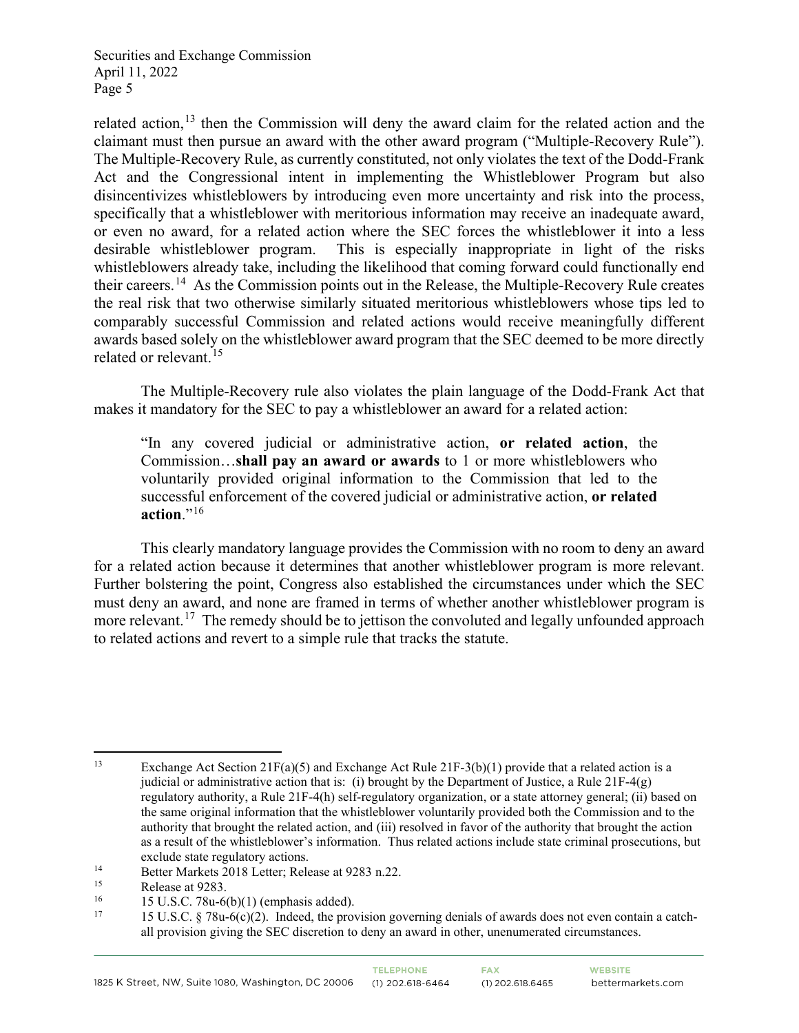related action,[13] then the Commission will deny the award claim for the related action and the claimant must then pursue an award with the other award program ("Multiple-Recovery Rule"). The Multiple-Recovery Rule, as currently constituted, not only violates the text of the Dodd-Frank Act and the Congressional intent in implementing the Whistleblower Program but also disincentivizes whistleblowers by introducing even more uncertainty and risk into the process, specifically that a whistleblower with meritorious information may receive an inadequate award, or even no award, for a related action where the SEC forces the whistleblower it into a less desirable whistleblower program. This is especially inappropriate in light of the risks whistleblowers already take, including the likelihood that coming forward could functionally end their careers.[14] As the Commission points out in the Release, the Multiple-Recovery Rule creates the real risk that two otherwise similarly situated meritorious whistleblowers whose tips led to comparably successful Commission and related actions would receive meaningfully different awards based solely on the whistleblower award program that the SEC deemed to be more directly related or relevant.[15]

The Multiple-Recovery rule also violates the plain language of the Dodd-Frank Act that makes it mandatory for the SEC to pay a whistleblower an award for a related action:

> "In any covered judicial or administrative action, **or related action**, the Commission…**shall pay an award or awards** to 1 or more whistleblowers who voluntarily provided original information to the Commission that led to the successful enforcement of the covered judicial or administrative action, **or related action**."[16]

This clearly mandatory language provides the Commission with no room to deny an award for a related action because it determines that another whistleblower program is more relevant. Further bolstering the point, Congress also established the circumstances under which the SEC must deny an award, and none are framed in terms of whether another whistleblower program is more relevant.[17] The remedy should be to jettison the convoluted and legally unfounded approach to related actions and revert to a simple rule that tracks the statute.

---

[13] Exchange Act Section 21F(a)(5) and Exchange Act Rule 21F-3(b)(1) provide that a related action is a judicial or administrative action that is: (i) brought by the Department of Justice, a Rule 21F-4(g) regulatory authority, a Rule 21F-4(h) self-regulatory organization, or a state attorney general; (ii) based on the same original information that the whistleblower voluntarily provided both the Commission and to the authority that brought the related action, and (iii) resolved in favor of the authority that brought the action as a result of the whistleblower's information. Thus related actions include state criminal prosecutions, but exclude state regulatory actions.

[14] Better Markets 2018 Letter; Release at 9283 n.22.

[15] Release at 9283.

[16] 15 U.S.C. 78u-6(b)(1) (emphasis added).

[17] 15 U.S.C. § 78u-6(c)(2). Indeed, the provision governing denials of awards does not even contain a catch-all provision giving the SEC discretion to deny an award in other, unenumerated circumstances.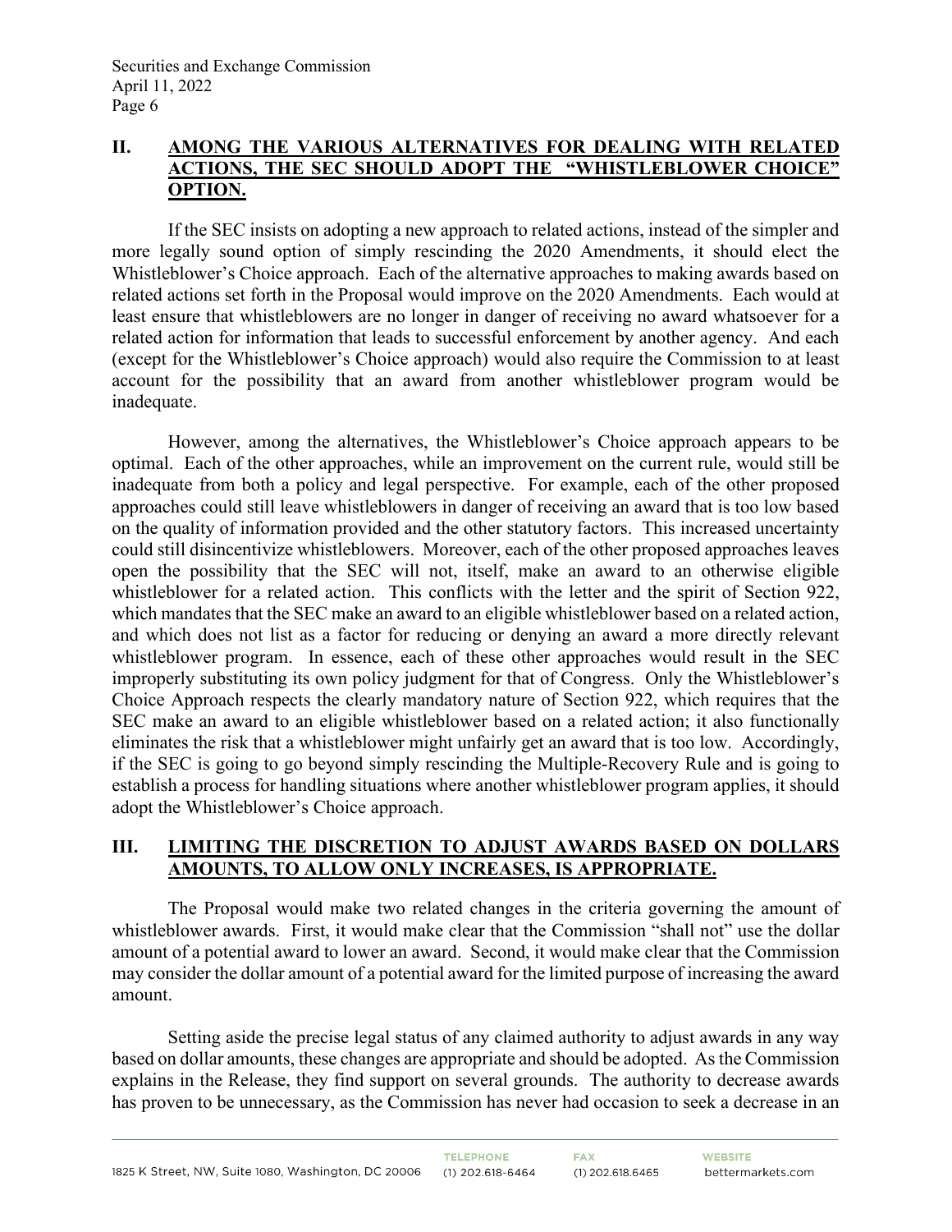## II. AMONG THE VARIOUS ALTERNATIVES FOR DEALING WITH RELATED ACTIONS, THE SEC SHOULD ADOPT THE "WHISTLEBLOWER CHOICE" OPTION.

If the SEC insists on adopting a new approach to related actions, instead of the simpler and more legally sound option of simply rescinding the 2020 Amendments, it should elect the Whistleblower's Choice approach. Each of the alternative approaches to making awards based on related actions set forth in the Proposal would improve on the 2020 Amendments. Each would at least ensure that whistleblowers are no longer in danger of receiving no award whatsoever for a related action for information that leads to successful enforcement by another agency. And each (except for the Whistleblower's Choice approach) would also require the Commission to at least account for the possibility that an award from another whistleblower program would be inadequate.

However, among the alternatives, the Whistleblower's Choice approach appears to be optimal. Each of the other approaches, while an improvement on the current rule, would still be inadequate from both a policy and legal perspective. For example, each of the other proposed approaches could still leave whistleblowers in danger of receiving an award that is too low based on the quality of information provided and the other statutory factors. This increased uncertainty could still disincentivize whistleblowers. Moreover, each of the other proposed approaches leaves open the possibility that the SEC will not, itself, make an award to an otherwise eligible whistleblower for a related action. This conflicts with the letter and the spirit of Section 922, which mandates that the SEC make an award to an eligible whistleblower based on a related action, and which does not list as a factor for reducing or denying an award a more directly relevant whistleblower program. In essence, each of these other approaches would result in the SEC improperly substituting its own policy judgment for that of Congress. Only the Whistleblower's Choice Approach respects the clearly mandatory nature of Section 922, which requires that the SEC make an award to an eligible whistleblower based on a related action; it also functionally eliminates the risk that a whistleblower might unfairly get an award that is too low. Accordingly, if the SEC is going to go beyond simply rescinding the Multiple-Recovery Rule and is going to establish a process for handling situations where another whistleblower program applies, it should adopt the Whistleblower's Choice approach.

## III. LIMITING THE DISCRETION TO ADJUST AWARDS BASED ON DOLLARS AMOUNTS, TO ALLOW ONLY INCREASES, IS APPROPRIATE.

The Proposal would make two related changes in the criteria governing the amount of whistleblower awards. First, it would make clear that the Commission "shall not" use the dollar amount of a potential award to lower an award. Second, it would make clear that the Commission may consider the dollar amount of a potential award for the limited purpose of increasing the award amount.

Setting aside the precise legal status of any claimed authority to adjust awards in any way based on dollar amounts, these changes are appropriate and should be adopted. As the Commission explains in the Release, they find support on several grounds. The authority to decrease awards has proven to be unnecessary, as the Commission has never had occasion to seek a decrease in an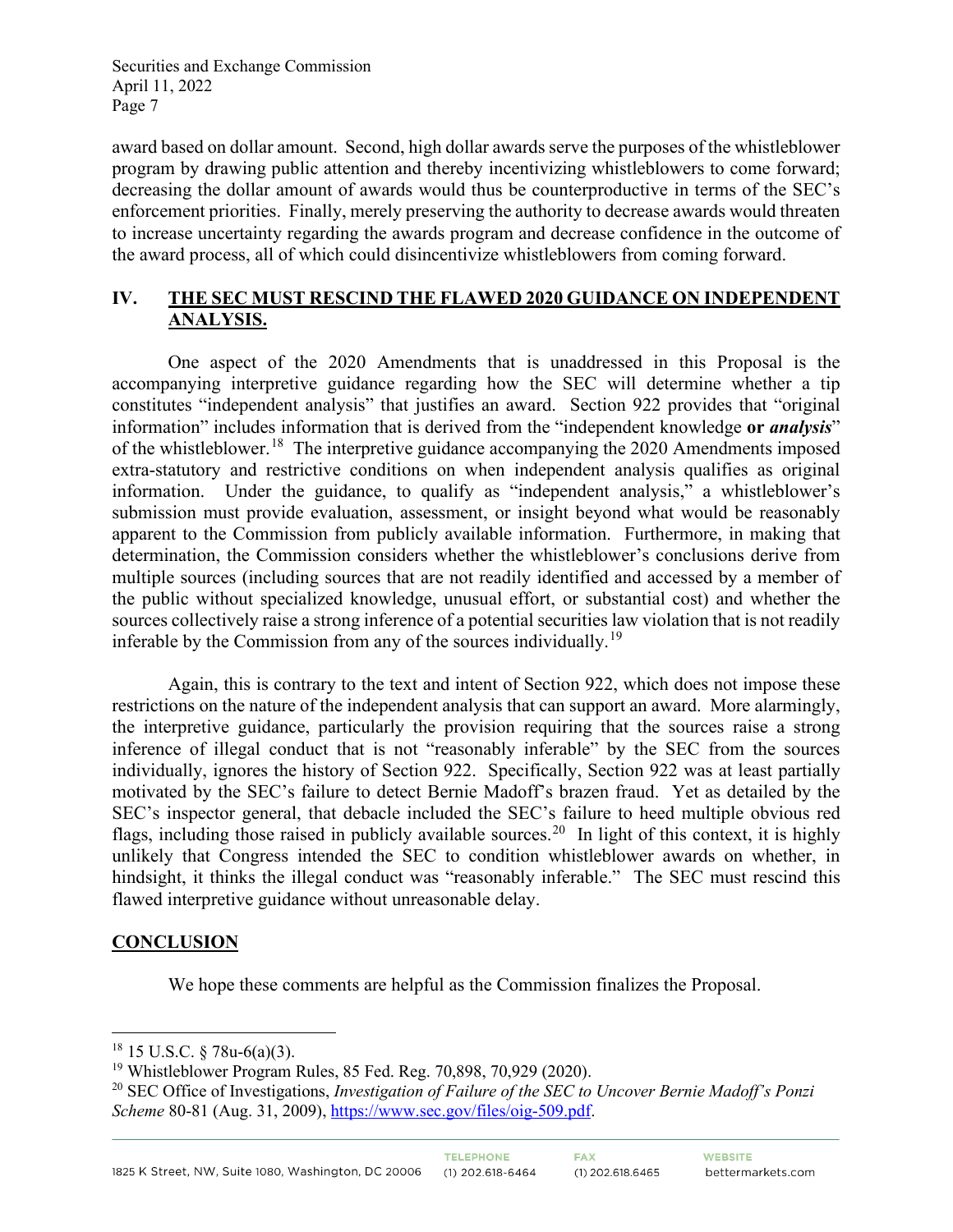award based on dollar amount. Second, high dollar awards serve the purposes of the whistleblower program by drawing public attention and thereby incentivizing whistleblowers to come forward; decreasing the dollar amount of awards would thus be counterproductive in terms of the SEC's enforcement priorities. Finally, merely preserving the authority to decrease awards would threaten to increase uncertainty regarding the awards program and decrease confidence in the outcome of the award process, all of which could disincentivize whistleblowers from coming forward.

## IV. THE SEC MUST RESCIND THE FLAWED 2020 GUIDANCE ON INDEPENDENT ANALYSIS.

One aspect of the 2020 Amendments that is unaddressed in this Proposal is the accompanying interpretive guidance regarding how the SEC will determine whether a tip constitutes "independent analysis" that justifies an award. Section 922 provides that "original information" includes information that is derived from the "independent knowledge **or *analysis***" of the whistleblower.[18] The interpretive guidance accompanying the 2020 Amendments imposed extra-statutory and restrictive conditions on when independent analysis qualifies as original information. Under the guidance, to qualify as "independent analysis," a whistleblower's submission must provide evaluation, assessment, or insight beyond what would be reasonably apparent to the Commission from publicly available information. Furthermore, in making that determination, the Commission considers whether the whistleblower's conclusions derive from multiple sources (including sources that are not readily identified and accessed by a member of the public without specialized knowledge, unusual effort, or substantial cost) and whether the sources collectively raise a strong inference of a potential securities law violation that is not readily inferable by the Commission from any of the sources individually.[19]

Again, this is contrary to the text and intent of Section 922, which does not impose these restrictions on the nature of the independent analysis that can support an award. More alarmingly, the interpretive guidance, particularly the provision requiring that the sources raise a strong inference of illegal conduct that is not "reasonably inferable" by the SEC from the sources individually, ignores the history of Section 922. Specifically, Section 922 was at least partially motivated by the SEC's failure to detect Bernie Madoff's brazen fraud. Yet as detailed by the SEC's inspector general, that debacle included the SEC's failure to heed multiple obvious red flags, including those raised in publicly available sources.[20] In light of this context, it is highly unlikely that Congress intended the SEC to condition whistleblower awards on whether, in hindsight, it thinks the illegal conduct was "reasonably inferable." The SEC must rescind this flawed interpretive guidance without unreasonable delay.

## CONCLUSION

We hope these comments are helpful as the Commission finalizes the Proposal.

---

[18] 15 U.S.C. § 78u-6(a)(3).

[19] Whistleblower Program Rules, 85 Fed. Reg. 70,898, 70,929 (2020).

[20] SEC Office of Investigations, *Investigation of Failure of the SEC to Uncover Bernie Madoff's Ponzi Scheme* 80-81 (Aug. 31, 2009), https://www.sec.gov/files/oig-509.pdf.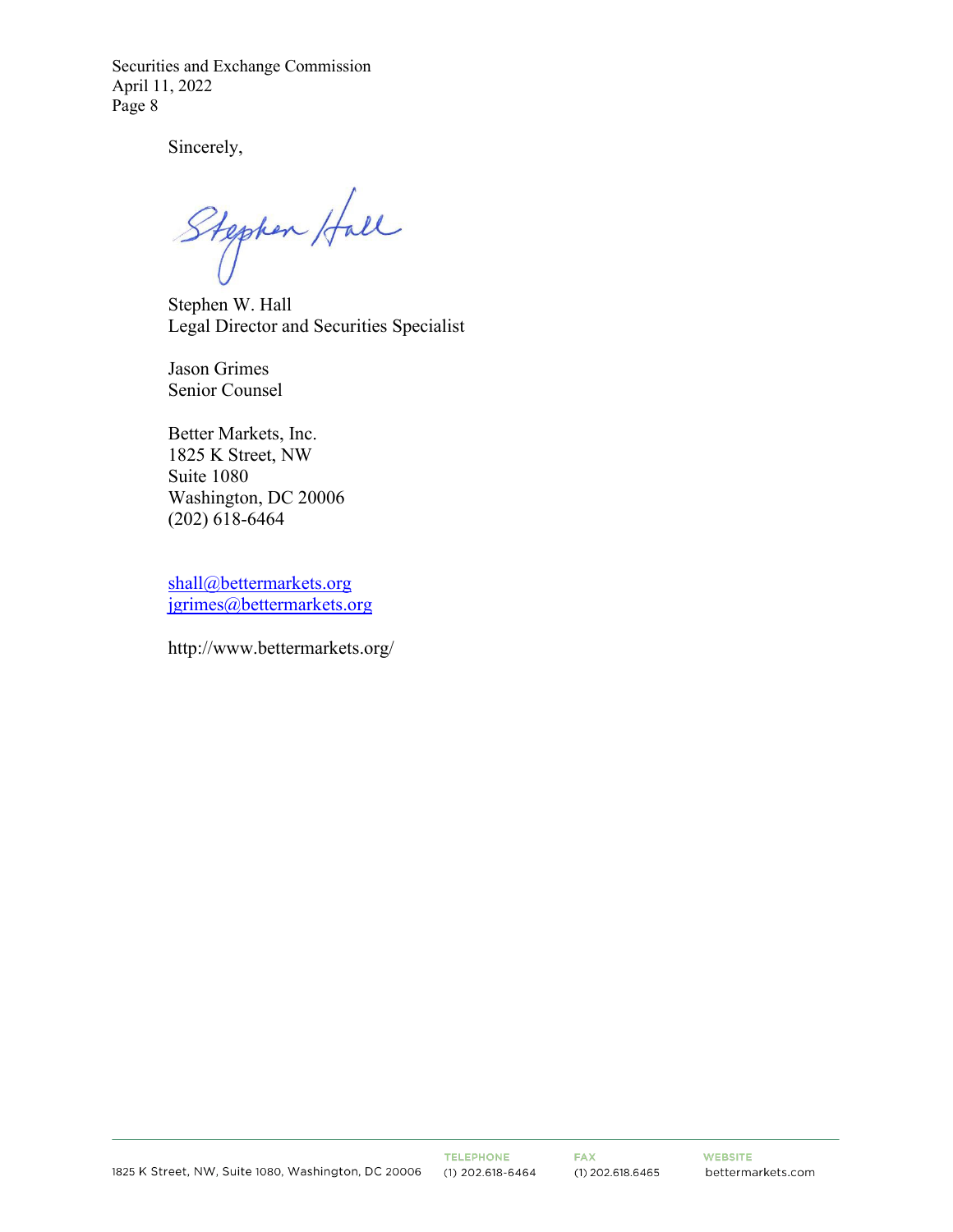Sincerely,

Stephen W. Hall
Legal Director and Securities Specialist

Jason Grimes
Senior Counsel

Better Markets, Inc.
1825 K Street, NW
Suite 1080
Washington, DC 20006
(202) 618-6464

shall@bettermarkets.org
jgrimes@bettermarkets.org

http://www.bettermarkets.org/